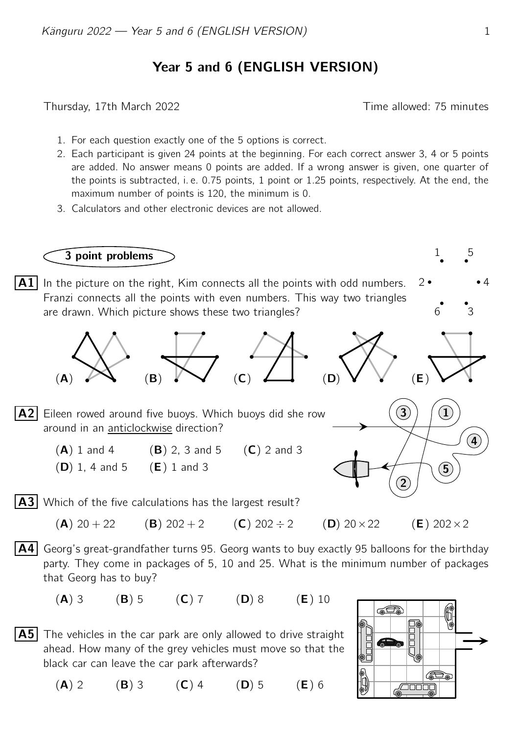# Year 5 and 6 (ENGLISH VERSION)

Thursday, 17th March 2022 — Time allowed: 75 minutes

1. For each question exactly one of the 5 options is correct.
2. Each participant is given 24 points at the beginning. For each correct answer 3, 4 or 5 points are added. No answer means 0 points are added. If a wrong answer is given, one quarter of the points is subtracted, i. e. 0.75 points, 1 point or 1.25 points, respectively. At the end, the maximum number of points is 120, the minimum is 0.
3. Calculators and other electronic devices are not allowed.

## 3 point problems

**A1** In the picture on the right, Kim connects all the points with odd numbers. Franzi connects all the points with even numbers. This way two triangles are drawn. Which picture shows these two triangles?

(**A**) (**B**) (**C**) (**D**) (**E**)

**A2** Eileen rowed around five buoys. Which buoys did she row around in an anticlockwise direction?

(**A**) 1 and 4 (**B**) 2, 3 and 5 (**C**) 2 and 3 (**D**) 1, 4 and 5 (**E**) 1 and 3

**A3** Which of the five calculations has the largest result?

(**A**) $20 + 22$ (**B**) $202 + 2$ (**C**) $202 \div 2$ (**D**) $20 \times 22$ (**E**) $202 \times 2$

**A4** Georg's great-grandfather turns 95. Georg wants to buy exactly 95 balloons for the birthday party. They come in packages of 5, 10 and 25. What is the minimum number of packages that Georg has to buy?

(**A**) 3 (**B**) 5 (**C**) 7 (**D**) 8 (**E**) 10

**A5** The vehicles in the car park are only allowed to drive straight ahead. How many of the grey vehicles must move so that the black car can leave the car park afterwards?

(**A**) 2 (**B**) 3 (**C**) 4 (**D**) 5 (**E**) 6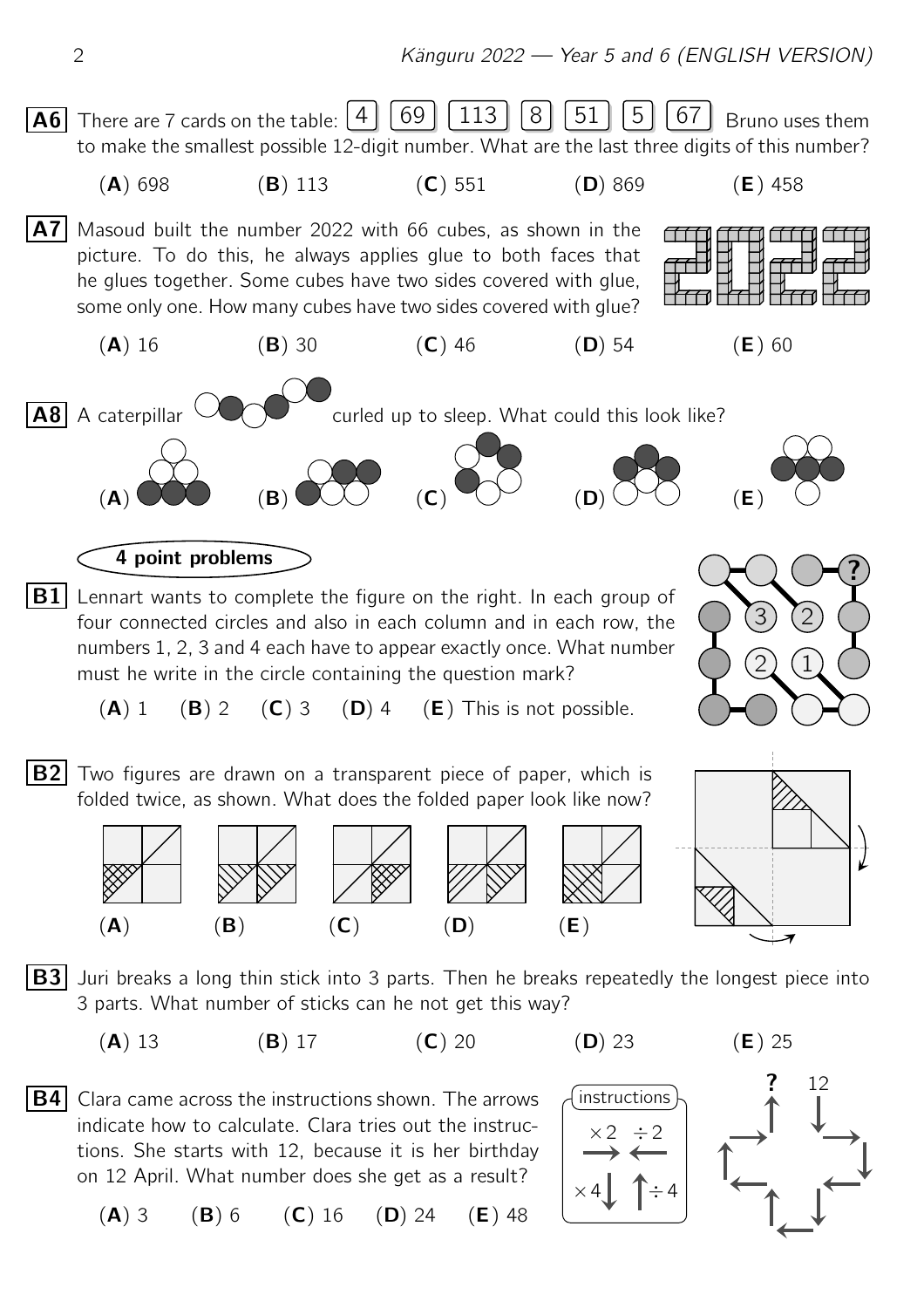**A6** There are 7 cards on the table: [4] [69] [113] [8] [51] [5] [67] Bruno uses them to make the smallest possible 12-digit number. What are the last three digits of this number?

(**A**) 698 (**B**) 113 (**C**) 551 (**D**) 869 (**E**) 458

**A7** Masoud built the number 2022 with 66 cubes, as shown in the picture. To do this, he always applies glue to both faces that he glues together. Some cubes have two sides covered with glue, some only one. How many cubes have two sides covered with glue?

(**A**) 16 (**B**) 30 (**C**) 46 (**D**) 54 (**E**) 60

**A8** A caterpillar curled up to sleep. What could this look like?

(**A**) (**B**) (**C**) (**D**) (**E**)

## 4 point problems

**B1** Lennart wants to complete the figure on the right. In each group of four connected circles and also in each column and in each row, the numbers 1, 2, 3 and 4 each have to appear exactly once. What number must he write in the circle containing the question mark?

(**A**) 1 (**B**) 2 (**C**) 3 (**D**) 4 (**E**) This is not possible.

**B2** Two figures are drawn on a transparent piece of paper, which is folded twice, as shown. What does the folded paper look like now?

(**A**) (**B**) (**C**) (**D**) (**E**)

**B3** Juri breaks a long thin stick into 3 parts. Then he breaks repeatedly the longest piece into 3 parts. What number of sticks can he not get this way?

(**A**) 13 (**B**) 17 (**C**) 20 (**D**) 23 (**E**) 25

**B4** Clara came across the instructions shown. The arrows indicate how to calculate. Clara tries out the instructions. She starts with 12, because it is her birthday on 12 April. What number does she get as a result?

(**A**) 3 (**B**) 6 (**C**) 16 (**D**) 24 (**E**) 48

instructions: $\times 2$ → ; $\div 2$ ← ; $\times 4$ ↓ ; $\div 4$ ↑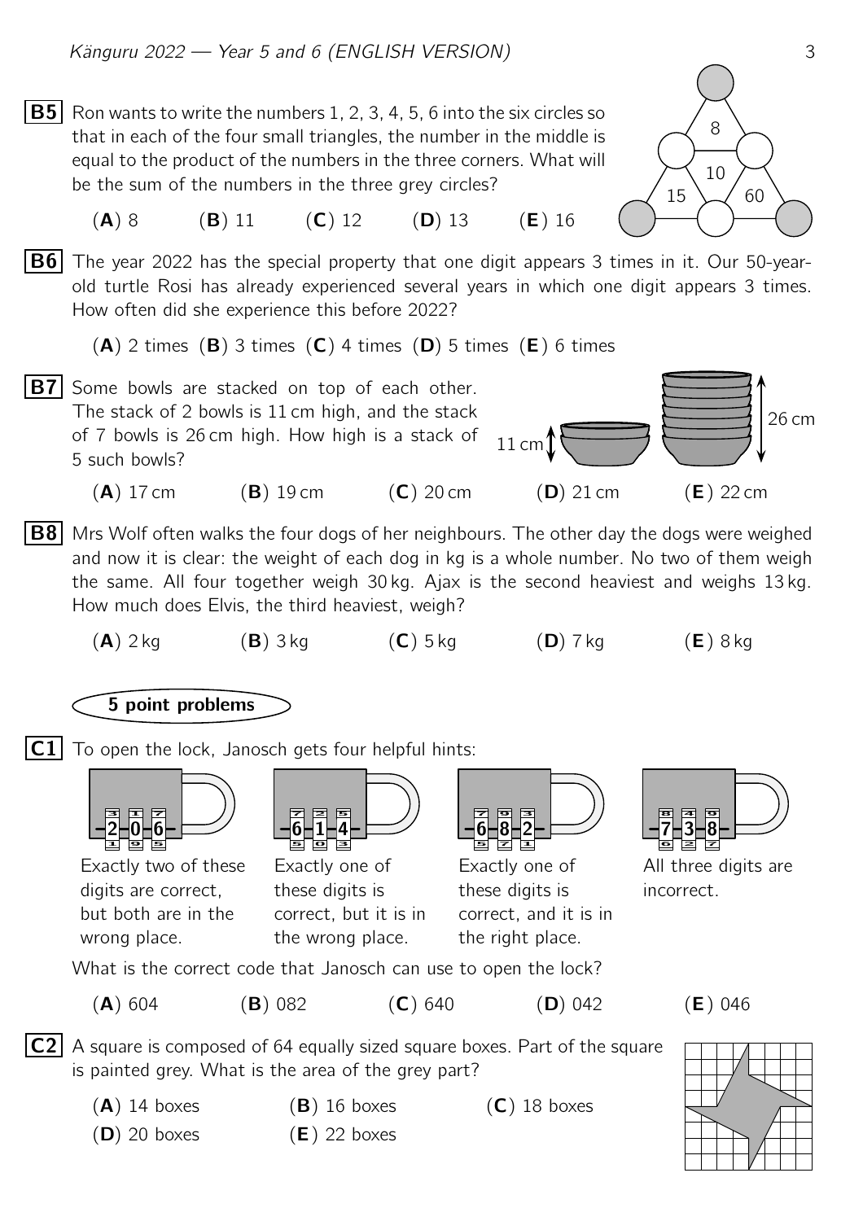**B5** Ron wants to write the numbers 1, 2, 3, 4, 5, 6 into the six circles so that in each of the four small triangles, the number in the middle is equal to the product of the numbers in the three corners. What will be the sum of the numbers in the three grey circles?

(**A**) 8 (**B**) 11 (**C**) 12 (**D**) 13 (**E**) 16

**B6** The year 2022 has the special property that one digit appears 3 times in it. Our 50-year-old turtle Rosi has already experienced several years in which one digit appears 3 times. How often did she experience this before 2022?

(**A**) 2 times (**B**) 3 times (**C**) 4 times (**D**) 5 times (**E**) 6 times

**B7** Some bowls are stacked on top of each other. The stack of 2 bowls is 11 cm high, and the stack of 7 bowls is 26 cm high. How high is a stack of 5 such bowls?

(**A**) 17 cm (**B**) 19 cm (**C**) 20 cm (**D**) 21 cm (**E**) 22 cm

**B8** Mrs Wolf often walks the four dogs of her neighbours. The other day the dogs were weighed and now it is clear: the weight of each dog in kg is a whole number. No two of them weigh the same. All four together weigh 30 kg. Ajax is the second heaviest and weighs 13 kg. How much does Elvis, the third heaviest, weigh?

(**A**) 2 kg (**B**) 3 kg (**C**) 5 kg (**D**) 7 kg (**E**) 8 kg

## 5 point problems

**C1** To open the lock, Janosch gets four helpful hints:

- 2 0 6: Exactly two of these digits are correct, but both are in the wrong place.
- 6 1 4: Exactly one of these digits is correct, but it is in the wrong place.
- 6 8 2: Exactly one of these digits is correct, and it is in the right place.
- 7 3 8: All three digits are incorrect.

What is the correct code that Janosch can use to open the lock?

(**A**) 604 (**B**) 082 (**C**) 640 (**D**) 042 (**E**) 046

**C2** A square is composed of 64 equally sized square boxes. Part of the square is painted grey. What is the area of the grey part?

(**A**) 14 boxes (**B**) 16 boxes (**C**) 18 boxes
(**D**) 20 boxes (**E**) 22 boxes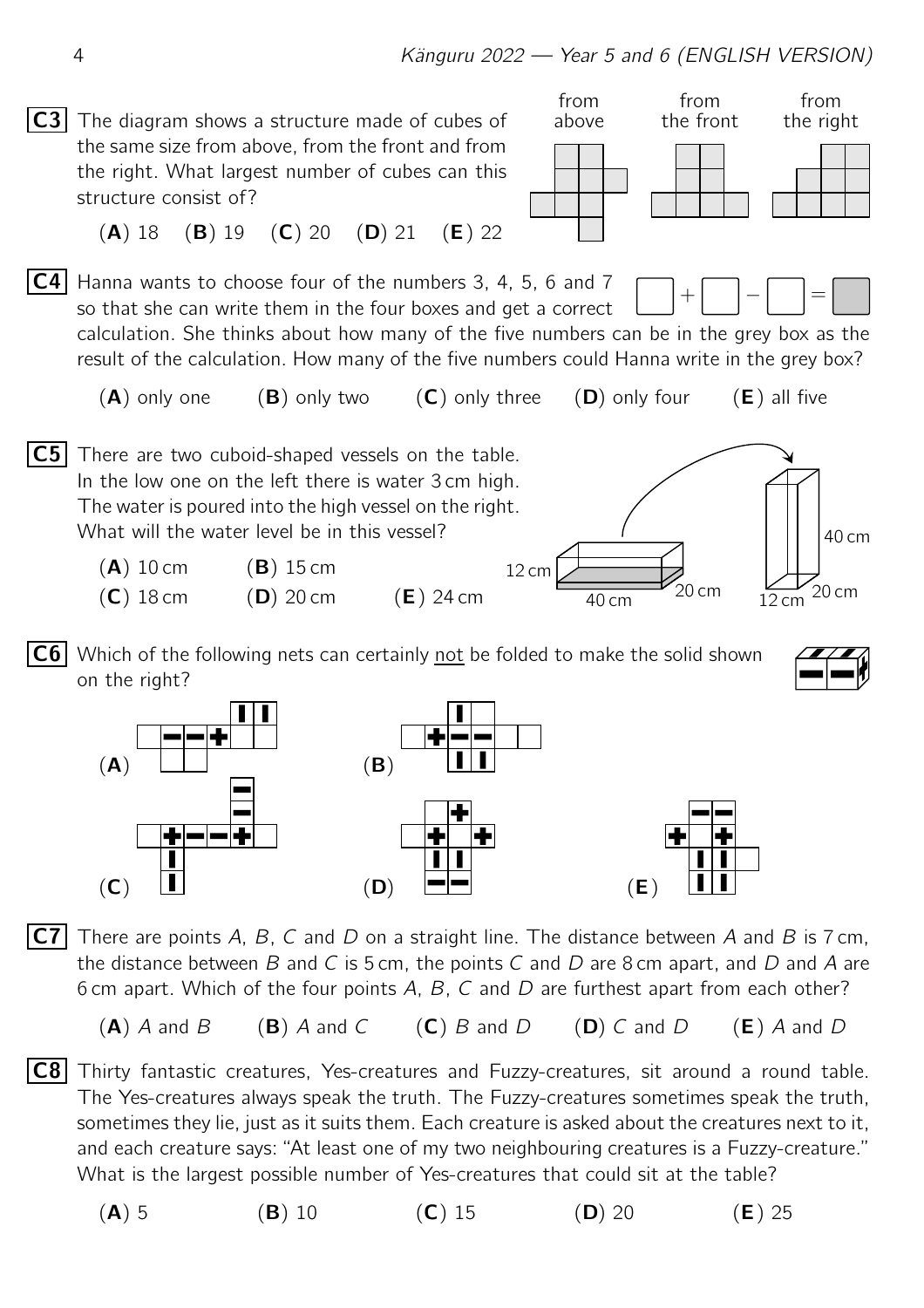**C3** The diagram shows a structure made of cubes of the same size from above, from the front and from the right. What largest number of cubes can this structure consist of?

from above

from the front

from the right

(**A**) 18 (**B**) 19 (**C**) 20 (**D**) 21 (**E**) 22

**C4** Hanna wants to choose four of the numbers 3, 4, 5, 6 and 7 so that she can write them in the four boxes and get a correct calculation. She thinks about how many of the five numbers can be in the grey box as the result of the calculation. How many of the five numbers could Hanna write in the grey box?

$\square + \square - \square = \square$

(**A**) only one (**B**) only two (**C**) only three (**D**) only four (**E**) all five

**C5** There are two cuboid-shaped vessels on the table. In the low one on the left there is water 3 cm high. The water is poured into the high vessel on the right. What will the water level be in this vessel?

12 cm

40 cm

20 cm

40 cm

12 cm

20 cm

(**A**) 10 cm (**B**) 15 cm
(**C**) 18 cm (**D**) 20 cm (**E**) 24 cm

**C6** Which of the following nets can certainly not be folded to make the solid shown on the right?

(**A**) (**B**)
(**C**) (**D**) (**E**)

**C7** There are points $A$, $B$, $C$ and $D$ on a straight line. The distance between $A$ and $B$ is 7 cm, the distance between $B$ and $C$ is 5 cm, the points $C$ and $D$ are 8 cm apart, and $D$ and $A$ are 6 cm apart. Which of the four points $A$, $B$, $C$ and $D$ are furthest apart from each other?

(**A**) $A$ and $B$ (**B**) $A$ and $C$ (**C**) $B$ and $D$ (**D**) $C$ and $D$ (**E**) $A$ and $D$

**C8** Thirty fantastic creatures, Yes-creatures and Fuzzy-creatures, sit around a round table. The Yes-creatures always speak the truth. The Fuzzy-creatures sometimes speak the truth, sometimes they lie, just as it suits them. Each creature is asked about the creatures next to it, and each creature says: "At least one of my two neighbouring creatures is a Fuzzy-creature." What is the largest possible number of Yes-creatures that could sit at the table?

(**A**) 5 (**B**) 10 (**C**) 15 (**D**) 20 (**E**) 25